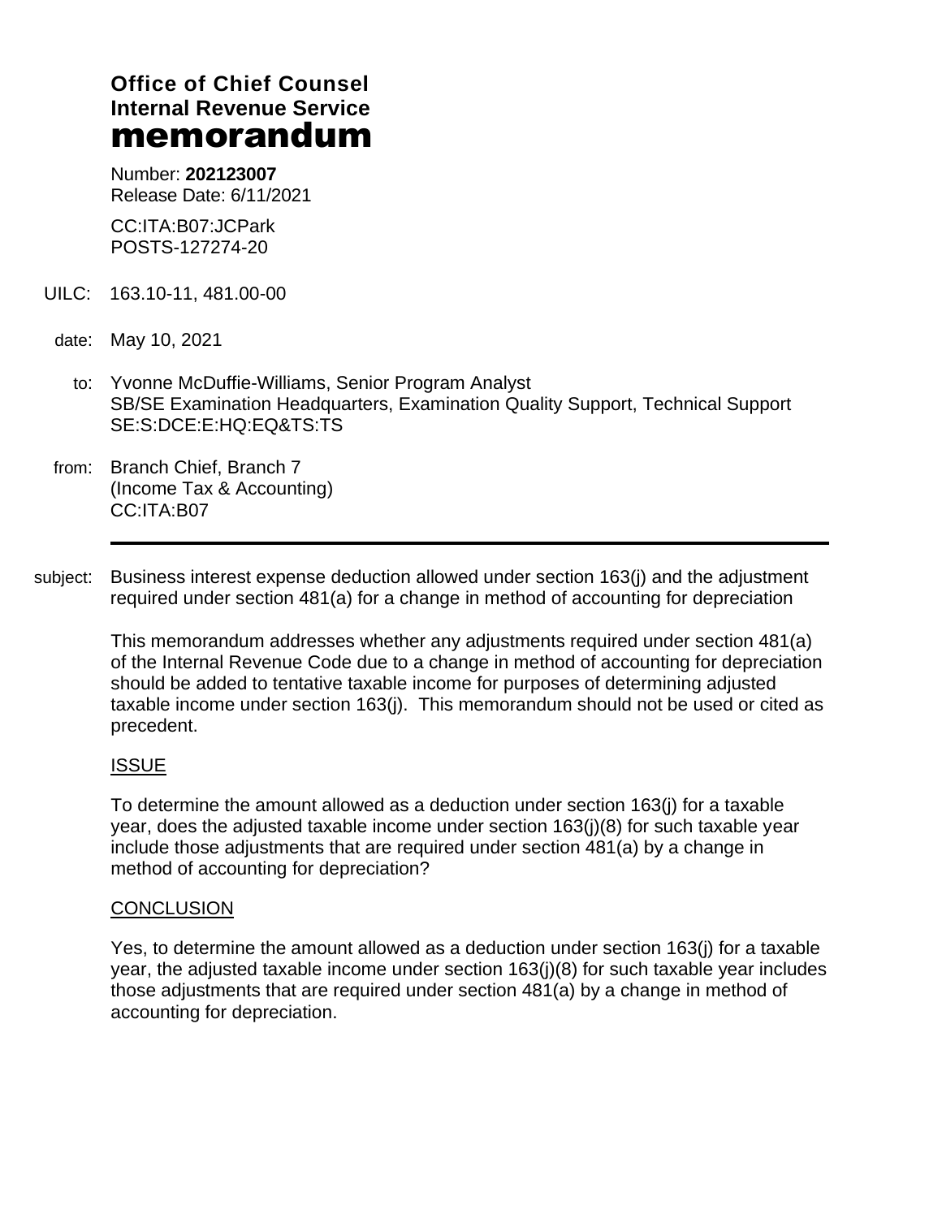# Office of Chief Counsel
# Internal Revenue Service
# memorandum

Number: **202123007**
Release Date: 6/11/2021

CC:ITA:B07:JCPark
POSTS-127274-20

UILC: 163.10-11, 481.00-00

date: May 10, 2021

to: Yvonne McDuffie-Williams, Senior Program Analyst
SB/SE Examination Headquarters, Examination Quality Support, Technical Support
SE:S:DCE:E:HQ:EQ&TS:TS

from: Branch Chief, Branch 7
(Income Tax & Accounting)
CC:ITA:B07

---

subject: Business interest expense deduction allowed under section 163(j) and the adjustment required under section 481(a) for a change in method of accounting for depreciation

This memorandum addresses whether any adjustments required under section 481(a) of the Internal Revenue Code due to a change in method of accounting for depreciation should be added to tentative taxable income for purposes of determining adjusted taxable income under section 163(j). This memorandum should not be used or cited as precedent.

## ISSUE

To determine the amount allowed as a deduction under section 163(j) for a taxable year, does the adjusted taxable income under section 163(j)(8) for such taxable year include those adjustments that are required under section 481(a) by a change in method of accounting for depreciation?

## CONCLUSION

Yes, to determine the amount allowed as a deduction under section 163(j) for a taxable year, the adjusted taxable income under section 163(j)(8) for such taxable year includes those adjustments that are required under section 481(a) by a change in method of accounting for depreciation.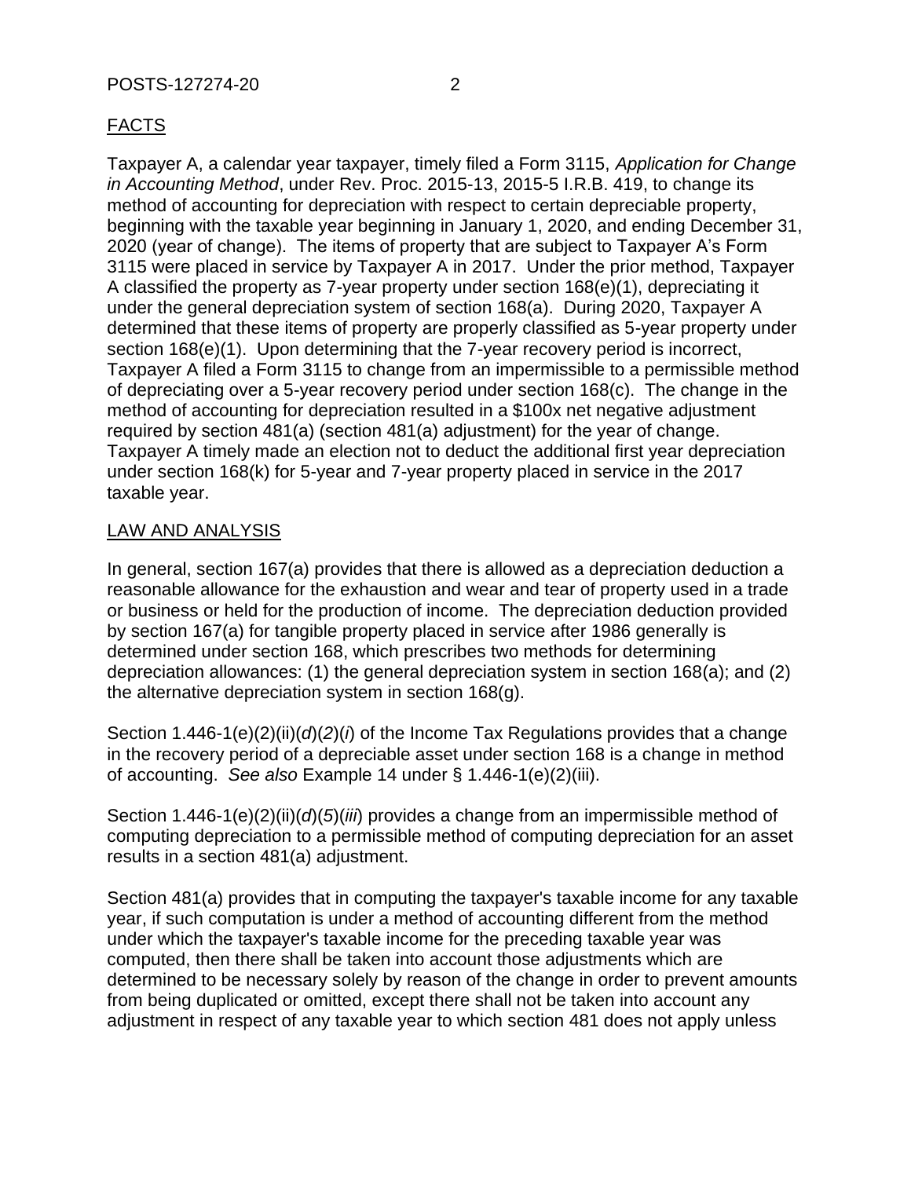## FACTS

Taxpayer A, a calendar year taxpayer, timely filed a Form 3115, *Application for Change in Accounting Method*, under Rev. Proc. 2015-13, 2015-5 I.R.B. 419, to change its method of accounting for depreciation with respect to certain depreciable property, beginning with the taxable year beginning in January 1, 2020, and ending December 31, 2020 (year of change). The items of property that are subject to Taxpayer A's Form 3115 were placed in service by Taxpayer A in 2017. Under the prior method, Taxpayer A classified the property as 7-year property under section 168(e)(1), depreciating it under the general depreciation system of section 168(a). During 2020, Taxpayer A determined that these items of property are properly classified as 5-year property under section 168(e)(1). Upon determining that the 7-year recovery period is incorrect, Taxpayer A filed a Form 3115 to change from an impermissible to a permissible method of depreciating over a 5-year recovery period under section 168(c). The change in the method of accounting for depreciation resulted in a $100x net negative adjustment required by section 481(a) (section 481(a) adjustment) for the year of change. Taxpayer A timely made an election not to deduct the additional first year depreciation under section 168(k) for 5-year and 7-year property placed in service in the 2017 taxable year.

## LAW AND ANALYSIS

In general, section 167(a) provides that there is allowed as a depreciation deduction a reasonable allowance for the exhaustion and wear and tear of property used in a trade or business or held for the production of income. The depreciation deduction provided by section 167(a) for tangible property placed in service after 1986 generally is determined under section 168, which prescribes two methods for determining depreciation allowances: (1) the general depreciation system in section 168(a); and (2) the alternative depreciation system in section 168(g).

Section 1.446-1(e)(2)(ii)(*d*)(*2*)(*i*) of the Income Tax Regulations provides that a change in the recovery period of a depreciable asset under section 168 is a change in method of accounting. *See also* Example 14 under § 1.446-1(e)(2)(iii).

Section 1.446-1(e)(2)(ii)(*d*)(*5*)(*iii*) provides a change from an impermissible method of computing depreciation to a permissible method of computing depreciation for an asset results in a section 481(a) adjustment.

Section 481(a) provides that in computing the taxpayer's taxable income for any taxable year, if such computation is under a method of accounting different from the method under which the taxpayer's taxable income for the preceding taxable year was computed, then there shall be taken into account those adjustments which are determined to be necessary solely by reason of the change in order to prevent amounts from being duplicated or omitted, except there shall not be taken into account any adjustment in respect of any taxable year to which section 481 does not apply unless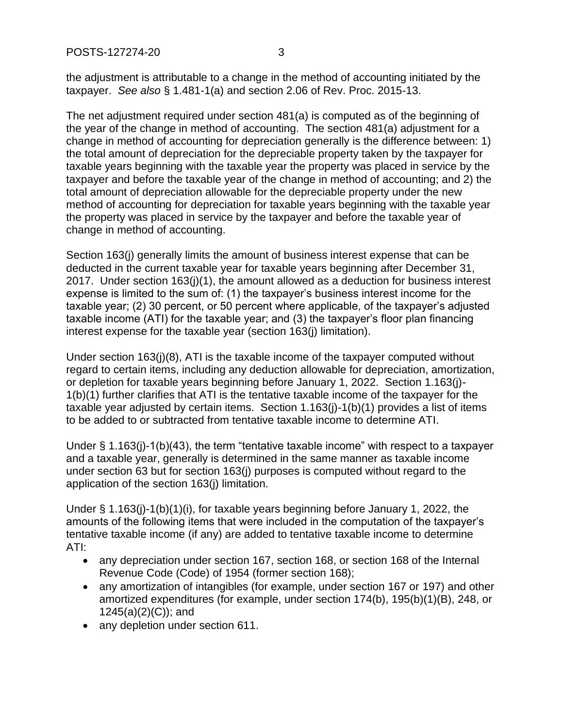the adjustment is attributable to a change in the method of accounting initiated by the taxpayer. *See also* § 1.481-1(a) and section 2.06 of Rev. Proc. 2015-13.

The net adjustment required under section 481(a) is computed as of the beginning of the year of the change in method of accounting. The section 481(a) adjustment for a change in method of accounting for depreciation generally is the difference between: 1) the total amount of depreciation for the depreciable property taken by the taxpayer for taxable years beginning with the taxable year the property was placed in service by the taxpayer and before the taxable year of the change in method of accounting; and 2) the total amount of depreciation allowable for the depreciable property under the new method of accounting for depreciation for taxable years beginning with the taxable year the property was placed in service by the taxpayer and before the taxable year of change in method of accounting.

Section 163(j) generally limits the amount of business interest expense that can be deducted in the current taxable year for taxable years beginning after December 31, 2017. Under section 163(j)(1), the amount allowed as a deduction for business interest expense is limited to the sum of: (1) the taxpayer's business interest income for the taxable year; (2) 30 percent, or 50 percent where applicable, of the taxpayer's adjusted taxable income (ATI) for the taxable year; and (3) the taxpayer's floor plan financing interest expense for the taxable year (section 163(j) limitation).

Under section 163(j)(8), ATI is the taxable income of the taxpayer computed without regard to certain items, including any deduction allowable for depreciation, amortization, or depletion for taxable years beginning before January 1, 2022. Section 1.163(j)-1(b)(1) further clarifies that ATI is the tentative taxable income of the taxpayer for the taxable year adjusted by certain items. Section 1.163(j)-1(b)(1) provides a list of items to be added to or subtracted from tentative taxable income to determine ATI.

Under § 1.163(j)-1(b)(43), the term "tentative taxable income" with respect to a taxpayer and a taxable year, generally is determined in the same manner as taxable income under section 63 but for section 163(j) purposes is computed without regard to the application of the section 163(j) limitation.

Under § 1.163(j)-1(b)(1)(i), for taxable years beginning before January 1, 2022, the amounts of the following items that were included in the computation of the taxpayer's tentative taxable income (if any) are added to tentative taxable income to determine ATI:

- any depreciation under section 167, section 168, or section 168 of the Internal Revenue Code (Code) of 1954 (former section 168);
- any amortization of intangibles (for example, under section 167 or 197) and other amortized expenditures (for example, under section 174(b), 195(b)(1)(B), 248, or 1245(a)(2)(C)); and
- any depletion under section 611.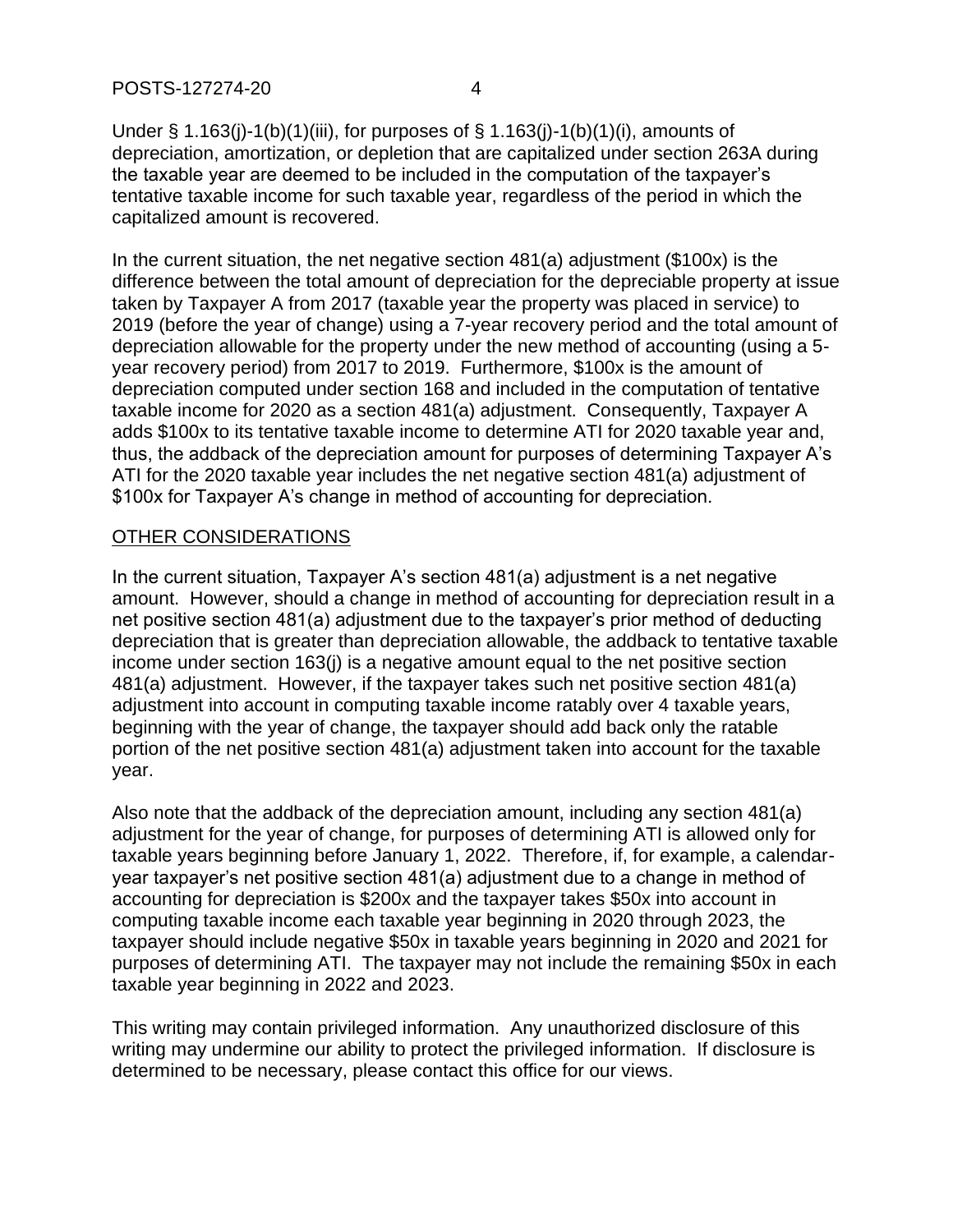Under § 1.163(j)-1(b)(1)(iii), for purposes of § 1.163(j)-1(b)(1)(i), amounts of depreciation, amortization, or depletion that are capitalized under section 263A during the taxable year are deemed to be included in the computation of the taxpayer's tentative taxable income for such taxable year, regardless of the period in which the capitalized amount is recovered.

In the current situation, the net negative section 481(a) adjustment ($100x) is the difference between the total amount of depreciation for the depreciable property at issue taken by Taxpayer A from 2017 (taxable year the property was placed in service) to 2019 (before the year of change) using a 7-year recovery period and the total amount of depreciation allowable for the property under the new method of accounting (using a 5-year recovery period) from 2017 to 2019. Furthermore, $100x is the amount of depreciation computed under section 168 and included in the computation of tentative taxable income for 2020 as a section 481(a) adjustment. Consequently, Taxpayer A adds $100x to its tentative taxable income to determine ATI for 2020 taxable year and, thus, the addback of the depreciation amount for purposes of determining Taxpayer A's ATI for the 2020 taxable year includes the net negative section 481(a) adjustment of $100x for Taxpayer A's change in method of accounting for depreciation.

## OTHER CONSIDERATIONS

In the current situation, Taxpayer A's section 481(a) adjustment is a net negative amount. However, should a change in method of accounting for depreciation result in a net positive section 481(a) adjustment due to the taxpayer's prior method of deducting depreciation that is greater than depreciation allowable, the addback to tentative taxable income under section 163(j) is a negative amount equal to the net positive section 481(a) adjustment. However, if the taxpayer takes such net positive section 481(a) adjustment into account in computing taxable income ratably over 4 taxable years, beginning with the year of change, the taxpayer should add back only the ratable portion of the net positive section 481(a) adjustment taken into account for the taxable year.

Also note that the addback of the depreciation amount, including any section 481(a) adjustment for the year of change, for purposes of determining ATI is allowed only for taxable years beginning before January 1, 2022. Therefore, if, for example, a calendar-year taxpayer's net positive section 481(a) adjustment due to a change in method of accounting for depreciation is $200x and the taxpayer takes $50x into account in computing taxable income each taxable year beginning in 2020 through 2023, the taxpayer should include negative $50x in taxable years beginning in 2020 and 2021 for purposes of determining ATI. The taxpayer may not include the remaining $50x in each taxable year beginning in 2022 and 2023.

This writing may contain privileged information. Any unauthorized disclosure of this writing may undermine our ability to protect the privileged information. If disclosure is determined to be necessary, please contact this office for our views.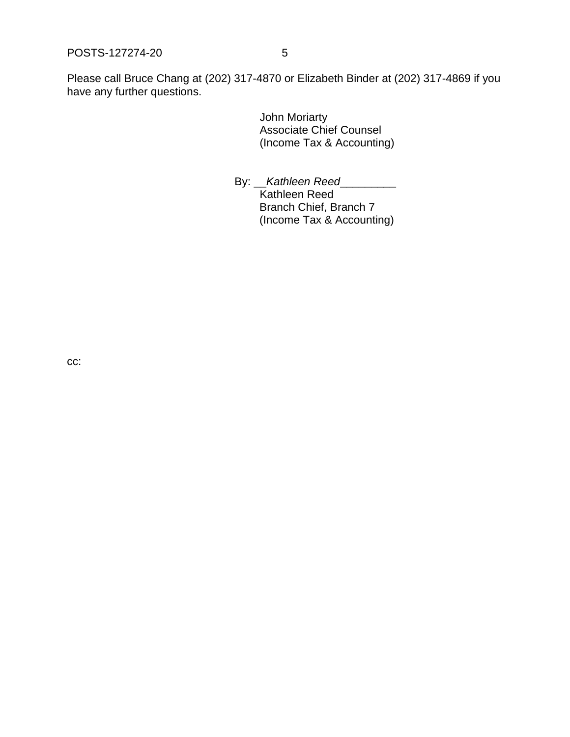Please call Bruce Chang at (202) 317-4870 or Elizabeth Binder at (202) 317-4869 if you have any further questions.

John Moriarty
Associate Chief Counsel
(Income Tax & Accounting)

By: __*Kathleen Reed*_________
Kathleen Reed
Branch Chief, Branch 7
(Income Tax & Accounting)

cc: